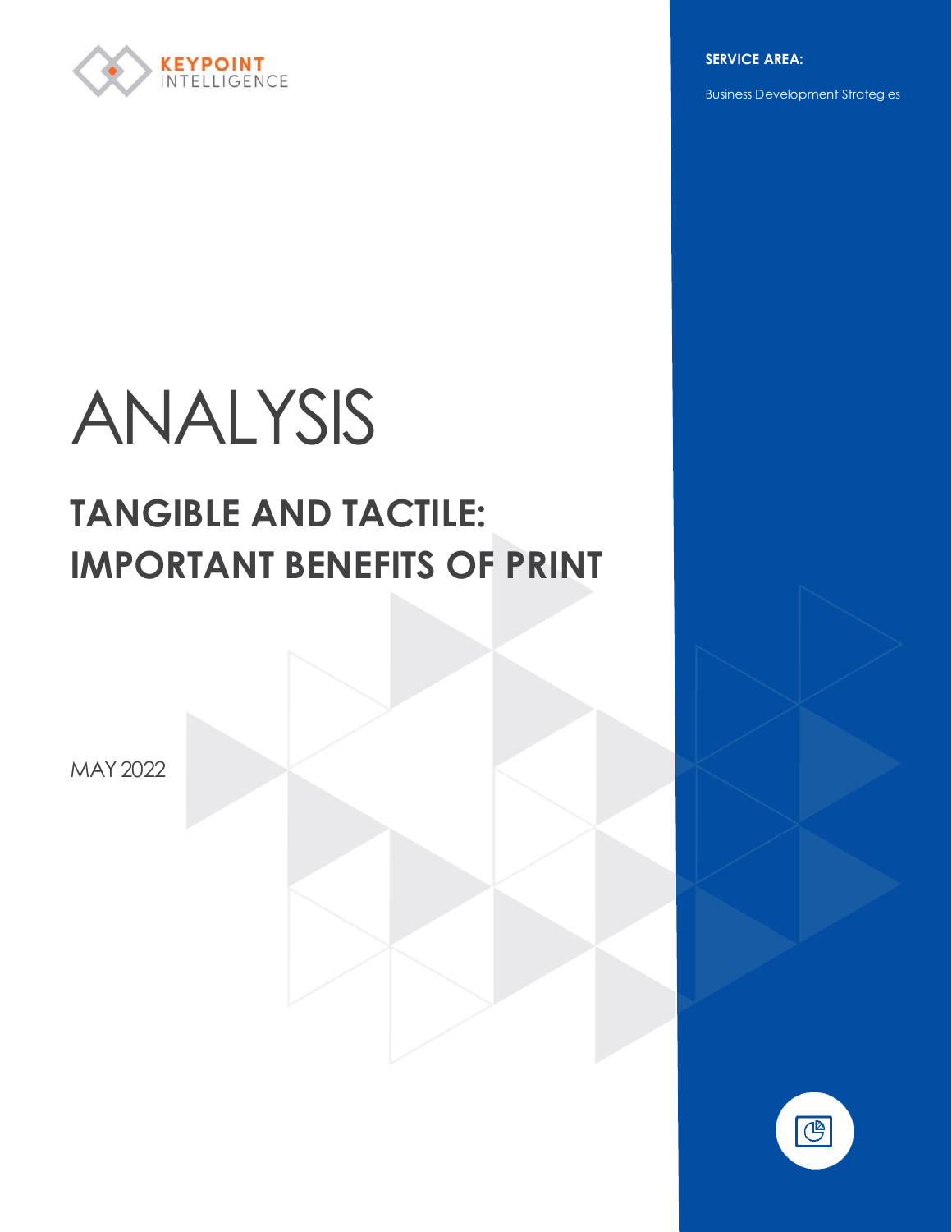KEYPOINT INTELLIGENCE

**SERVICE AREA:**

Business Development Strategies

# ANALYSIS

## TANGIBLE AND TACTILE: IMPORTANT BENEFITS OF PRINT

MAY 2022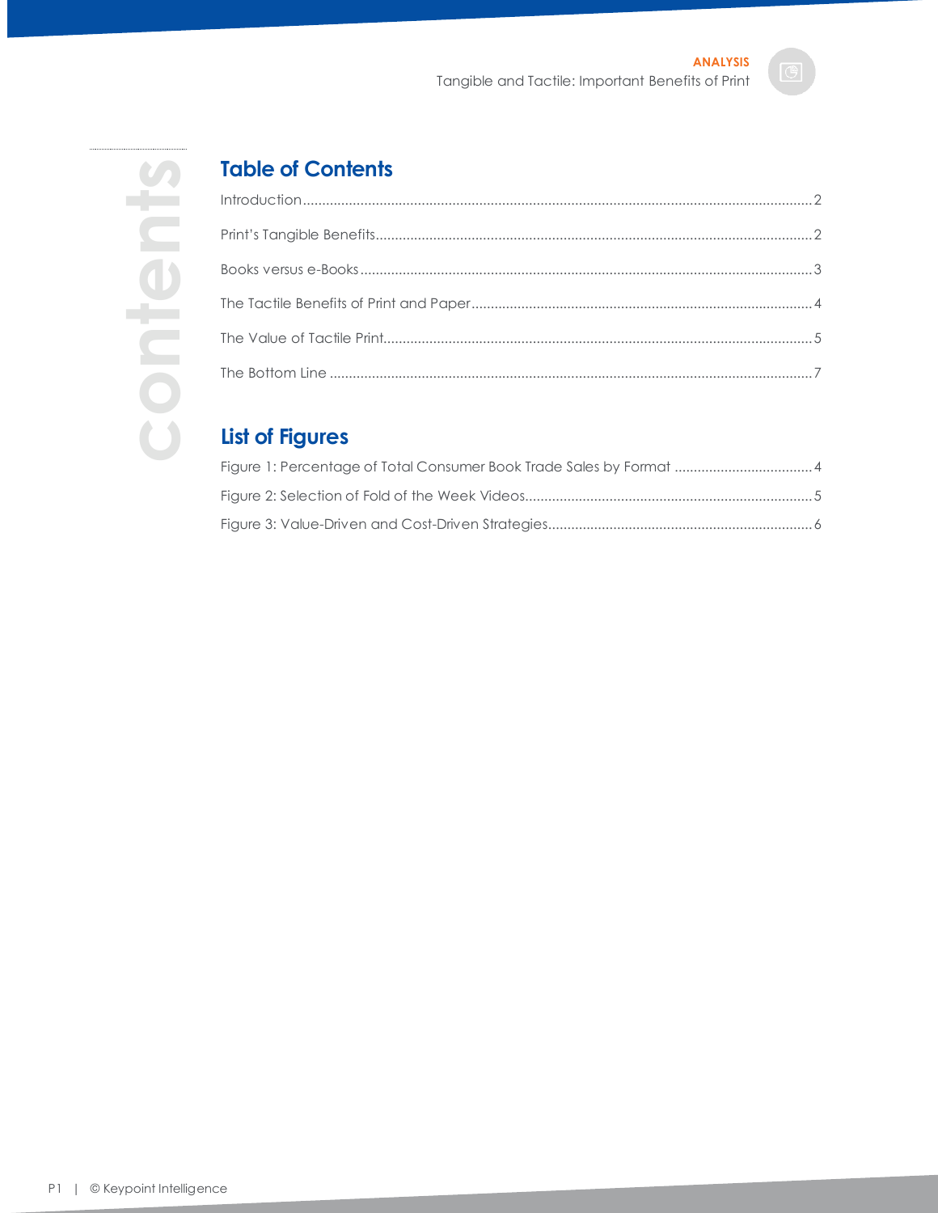## Table of Contents

Introduction .......... 2

Print's Tangible Benefits .......... 2

Books versus e-Books .......... 3

The Tactile Benefits of Print and Paper .......... 4

The Value of Tactile Print .......... 5

The Bottom Line .......... 7

## List of Figures

Figure 1: Percentage of Total Consumer Book Trade Sales by Format .......... 4

Figure 2: Selection of Fold of the Week Videos .......... 5

Figure 3: Value-Driven and Cost-Driven Strategies .......... 6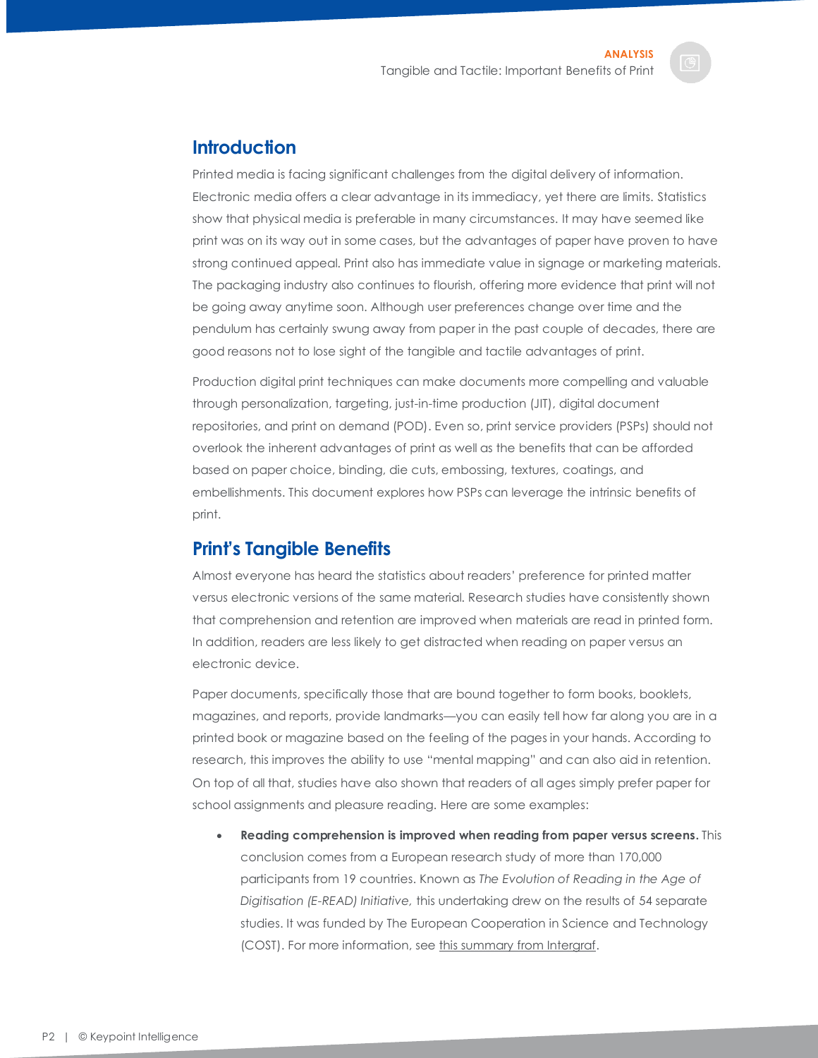## Introduction

Printed media is facing significant challenges from the digital delivery of information. Electronic media offers a clear advantage in its immediacy, yet there are limits. Statistics show that physical media is preferable in many circumstances. It may have seemed like print was on its way out in some cases, but the advantages of paper have proven to have strong continued appeal. Print also has immediate value in signage or marketing materials. The packaging industry also continues to flourish, offering more evidence that print will not be going away anytime soon. Although user preferences change over time and the pendulum has certainly swung away from paper in the past couple of decades, there are good reasons not to lose sight of the tangible and tactile advantages of print.

Production digital print techniques can make documents more compelling and valuable through personalization, targeting, just-in-time production (JIT), digital document repositories, and print on demand (POD). Even so, print service providers (PSPs) should not overlook the inherent advantages of print as well as the benefits that can be afforded based on paper choice, binding, die cuts, embossing, textures, coatings, and embellishments. This document explores how PSPs can leverage the intrinsic benefits of print.

## Print's Tangible Benefits

Almost everyone has heard the statistics about readers' preference for printed matter versus electronic versions of the same material. Research studies have consistently shown that comprehension and retention are improved when materials are read in printed form. In addition, readers are less likely to get distracted when reading on paper versus an electronic device.

Paper documents, specifically those that are bound together to form books, booklets, magazines, and reports, provide landmarks—you can easily tell how far along you are in a printed book or magazine based on the feeling of the pages in your hands. According to research, this improves the ability to use "mental mapping" and can also aid in retention. On top of all that, studies have also shown that readers of all ages simply prefer paper for school assignments and pleasure reading. Here are some examples:

- **Reading comprehension is improved when reading from paper versus screens.** This conclusion comes from a European research study of more than 170,000 participants from 19 countries. Known as *The Evolution of Reading in the Age of Digitisation (E-READ) Initiative,* this undertaking drew on the results of 54 separate studies. It was funded by The European Cooperation in Science and Technology (COST). For more information, see this summary from Intergraf.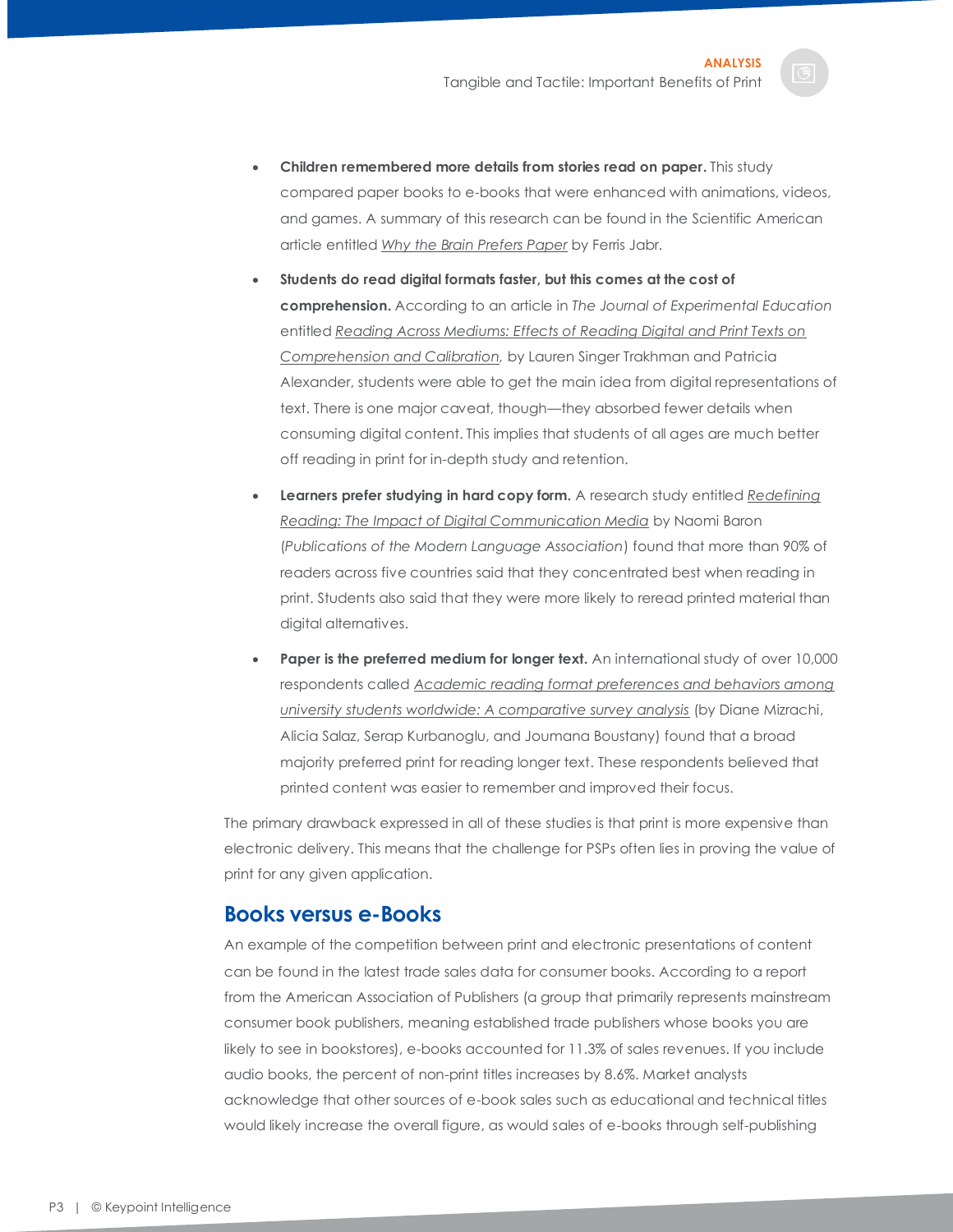- **Children remembered more details from stories read on paper.** This study compared paper books to e-books that were enhanced with animations, videos, and games. A summary of this research can be found in the Scientific American article entitled *Why the Brain Prefers Paper* by Ferris Jabr.

- **Students do read digital formats faster, but this comes at the cost of comprehension.** According to an article in *The Journal of Experimental Education* entitled *Reading Across Mediums: Effects of Reading Digital and Print Texts on Comprehension and Calibration*, by Lauren Singer Trakhman and Patricia Alexander, students were able to get the main idea from digital representations of text. There is one major caveat, though—they absorbed fewer details when consuming digital content. This implies that students of all ages are much better off reading in print for in-depth study and retention.

- **Learners prefer studying in hard copy form.** A research study entitled *Redefining Reading: The Impact of Digital Communication Media* by Naomi Baron (*Publications of the Modern Language Association*) found that more than 90% of readers across five countries said that they concentrated best when reading in print. Students also said that they were more likely to reread printed material than digital alternatives.

- **Paper is the preferred medium for longer text.** An international study of over 10,000 respondents called *Academic reading format preferences and behaviors among university students worldwide: A comparative survey analysis* (by Diane Mizrachi, Alicia Salaz, Serap Kurbanoglu, and Joumana Boustany) found that a broad majority preferred print for reading longer text. These respondents believed that printed content was easier to remember and improved their focus.

The primary drawback expressed in all of these studies is that print is more expensive than electronic delivery. This means that the challenge for PSPs often lies in proving the value of print for any given application.

## Books versus e-Books

An example of the competition between print and electronic presentations of content can be found in the latest trade sales data for consumer books. According to a report from the American Association of Publishers (a group that primarily represents mainstream consumer book publishers, meaning established trade publishers whose books you are likely to see in bookstores), e-books accounted for 11.3% of sales revenues. If you include audio books, the percent of non-print titles increases by 8.6%. Market analysts acknowledge that other sources of e-book sales such as educational and technical titles would likely increase the overall figure, as would sales of e-books through self-publishing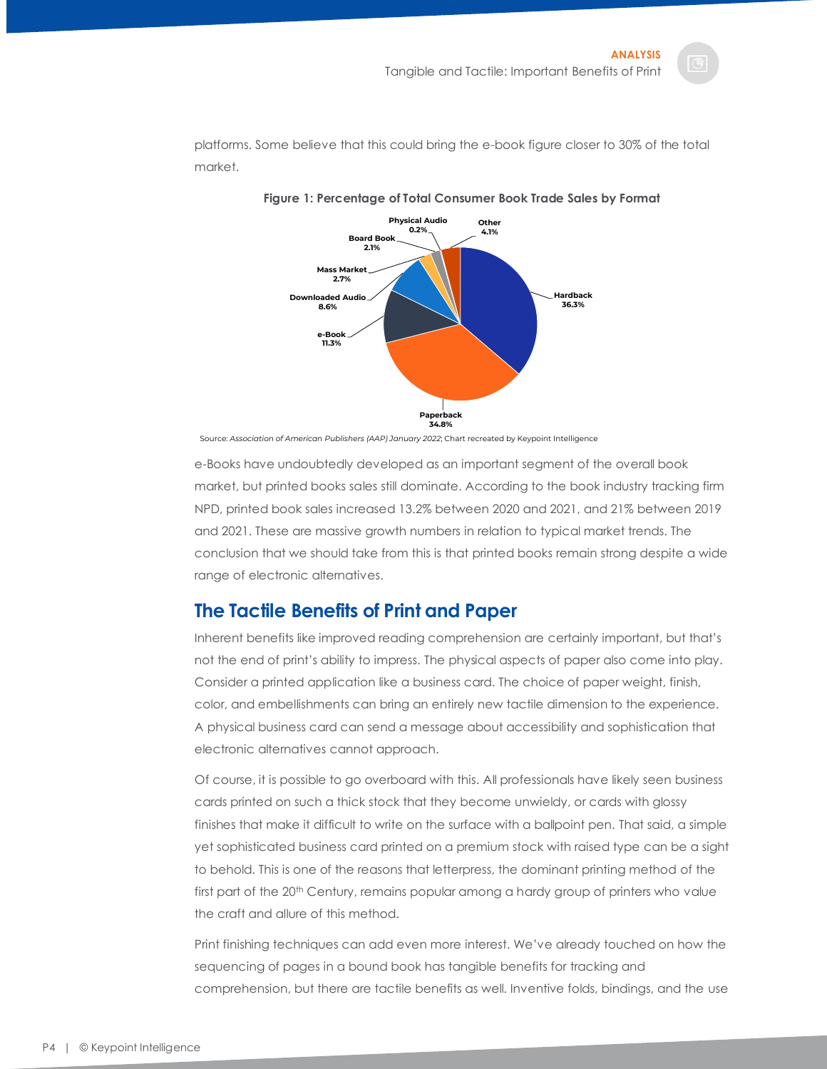platforms. Some believe that this could bring the e-book figure closer to 30% of the total market.

**Figure 1: Percentage of Total Consumer Book Trade Sales by Format**

| Format | Percentage |
|---|---|
| Hardback | 36.3% |
| Paperback | 34.8% |
| e-Book | 11.3% |
| Downloaded Audio | 8.6% |
| Mass Market | 2.7% |
| Board Book | 2.1% |
| Physical Audio | 0.2% |
| Other | 4.1% |

Source: *Association of American Publishers (AAP) January 2022*; Chart recreated by Keypoint Intelligence

e-Books have undoubtedly developed as an important segment of the overall book market, but printed books sales still dominate. According to the book industry tracking firm NPD, printed book sales increased 13.2% between 2020 and 2021, and 21% between 2019 and 2021. These are massive growth numbers in relation to typical market trends. The conclusion that we should take from this is that printed books remain strong despite a wide range of electronic alternatives.

## The Tactile Benefits of Print and Paper

Inherent benefits like improved reading comprehension are certainly important, but that's not the end of print's ability to impress. The physical aspects of paper also come into play. Consider a printed application like a business card. The choice of paper weight, finish, color, and embellishments can bring an entirely new tactile dimension to the experience. A physical business card can send a message about accessibility and sophistication that electronic alternatives cannot approach.

Of course, it is possible to go overboard with this. All professionals have likely seen business cards printed on such a thick stock that they become unwieldy, or cards with glossy finishes that make it difficult to write on the surface with a ballpoint pen. That said, a simple yet sophisticated business card printed on a premium stock with raised type can be a sight to behold. This is one of the reasons that letterpress, the dominant printing method of the first part of the 20th Century, remains popular among a hardy group of printers who value the craft and allure of this method.

Print finishing techniques can add even more interest. We've already touched on how the sequencing of pages in a bound book has tangible benefits for tracking and comprehension, but there are tactile benefits as well. Inventive folds, bindings, and the use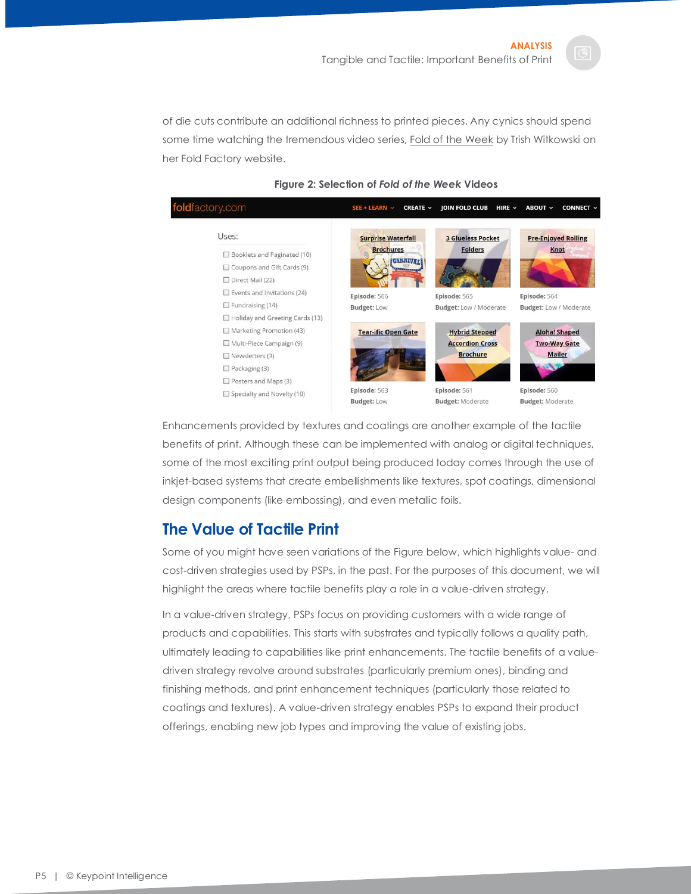of die cuts contribute an additional richness to printed pieces. Any cynics should spend some time watching the tremendous video series, Fold of the Week by Trish Witkowski on her Fold Factory website.

**Figure 2: Selection of *Fold of the Week* Videos**

Enhancements provided by textures and coatings are another example of the tactile benefits of print. Although these can be implemented with analog or digital techniques, some of the most exciting print output being produced today comes through the use of inkjet-based systems that create embellishments like textures, spot coatings, dimensional design components (like embossing), and even metallic foils.

## The Value of Tactile Print

Some of you might have seen variations of the Figure below, which highlights value- and cost-driven strategies used by PSPs, in the past. For the purposes of this document, we will highlight the areas where tactile benefits play a role in a value-driven strategy.

In a value-driven strategy, PSPs focus on providing customers with a wide range of products and capabilities. This starts with substrates and typically follows a quality path, ultimately leading to capabilities like print enhancements. The tactile benefits of a value-driven strategy revolve around substrates (particularly premium ones), binding and finishing methods, and print enhancement techniques (particularly those related to coatings and textures). A value-driven strategy enables PSPs to expand their product offerings, enabling new job types and improving the value of existing jobs.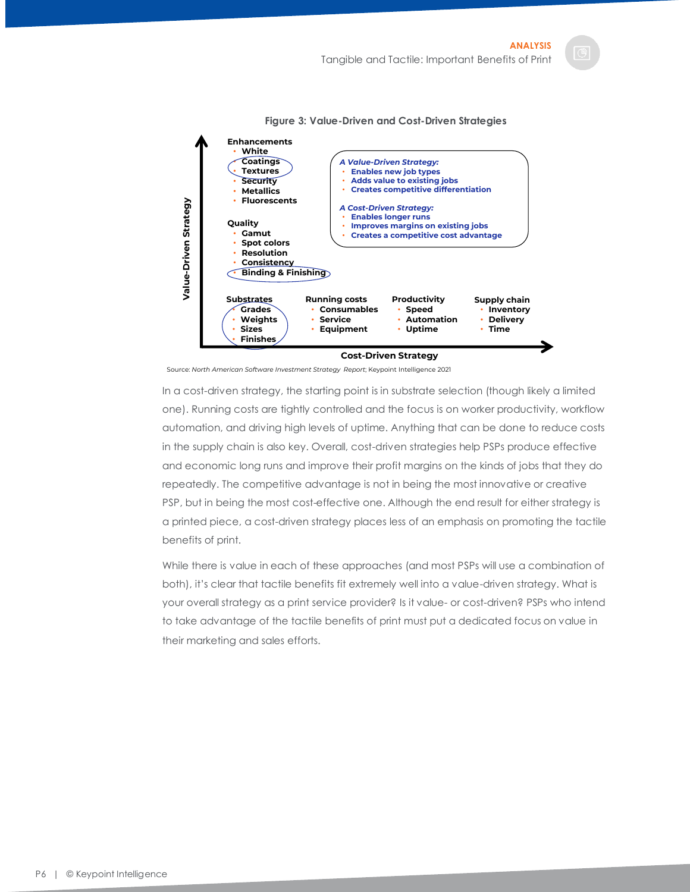**Figure 3: Value-Driven and Cost-Driven Strategies**

Value-Driven Strategy (vertical axis)

**Enhancements**
- White
- Coatings
- Textures
- Security
- Metallics
- Fluorescents

**Quality**
- Gamut
- Spot colors
- Resolution
- Consistency
- Binding & Finishing

*A Value-Driven Strategy:*
- Enables new job types
- Adds value to existing jobs
- Creates competitive differentiation

*A Cost-Driven Strategy:*
- Enables longer runs
- Improves margins on existing jobs
- Creates a competitive cost advantage

**Substrates**
- Grades
- Weights
- Sizes
- Finishes

**Running costs**
- Consumables
- Service
- Equipment

**Productivity**
- Speed
- Automation
- Uptime

**Supply chain**
- Inventory
- Delivery
- Time

Cost-Driven Strategy (horizontal axis)

Source: *North American Software Investment Strategy Report*; Keypoint Intelligence 2021

In a cost-driven strategy, the starting point is in substrate selection (though likely a limited one). Running costs are tightly controlled and the focus is on worker productivity, workflow automation, and driving high levels of uptime. Anything that can be done to reduce costs in the supply chain is also key. Overall, cost-driven strategies help PSPs produce effective and economic long runs and improve their profit margins on the kinds of jobs that they do repeatedly. The competitive advantage is not in being the most innovative or creative PSP, but in being the most cost-effective one. Although the end result for either strategy is a printed piece, a cost-driven strategy places less of an emphasis on promoting the tactile benefits of print.

While there is value in each of these approaches (and most PSPs will use a combination of both), it's clear that tactile benefits fit extremely well into a value-driven strategy. What is your overall strategy as a print service provider? Is it value- or cost-driven? PSPs who intend to take advantage of the tactile benefits of print must put a dedicated focus on value in their marketing and sales efforts.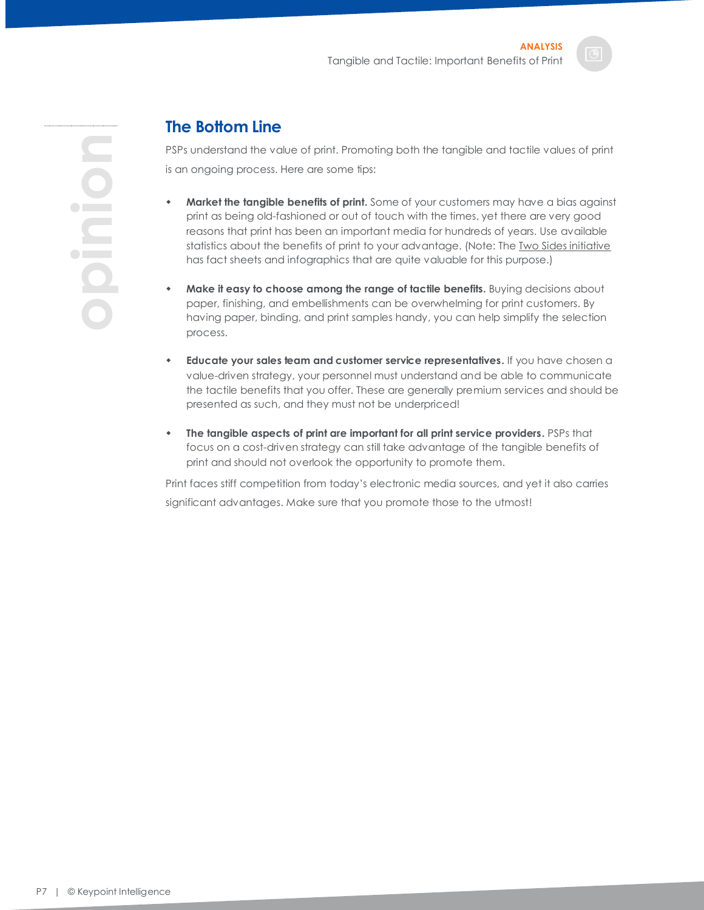## The Bottom Line

PSPs understand the value of print. Promoting both the tangible and tactile values of print is an ongoing process. Here are some tips:

- **Market the tangible benefits of print.** Some of your customers may have a bias against print as being old-fashioned or out of touch with the times, yet there are very good reasons that print has been an important media for hundreds of years. Use available statistics about the benefits of print to your advantage. (Note: The Two Sides initiative has fact sheets and infographics that are quite valuable for this purpose.)

- **Make it easy to choose among the range of tactile benefits.** Buying decisions about paper, finishing, and embellishments can be overwhelming for print customers. By having paper, binding, and print samples handy, you can help simplify the selection process.

- **Educate your sales team and customer service representatives.** If you have chosen a value-driven strategy, your personnel must understand and be able to communicate the tactile benefits that you offer. These are generally premium services and should be presented as such, and they must not be underpriced!

- **The tangible aspects of print are important for all print service providers.** PSPs that focus on a cost-driven strategy can still take advantage of the tangible benefits of print and should not overlook the opportunity to promote them.

Print faces stiff competition from today's electronic media sources, and yet it also carries significant advantages. Make sure that you promote those to the utmost!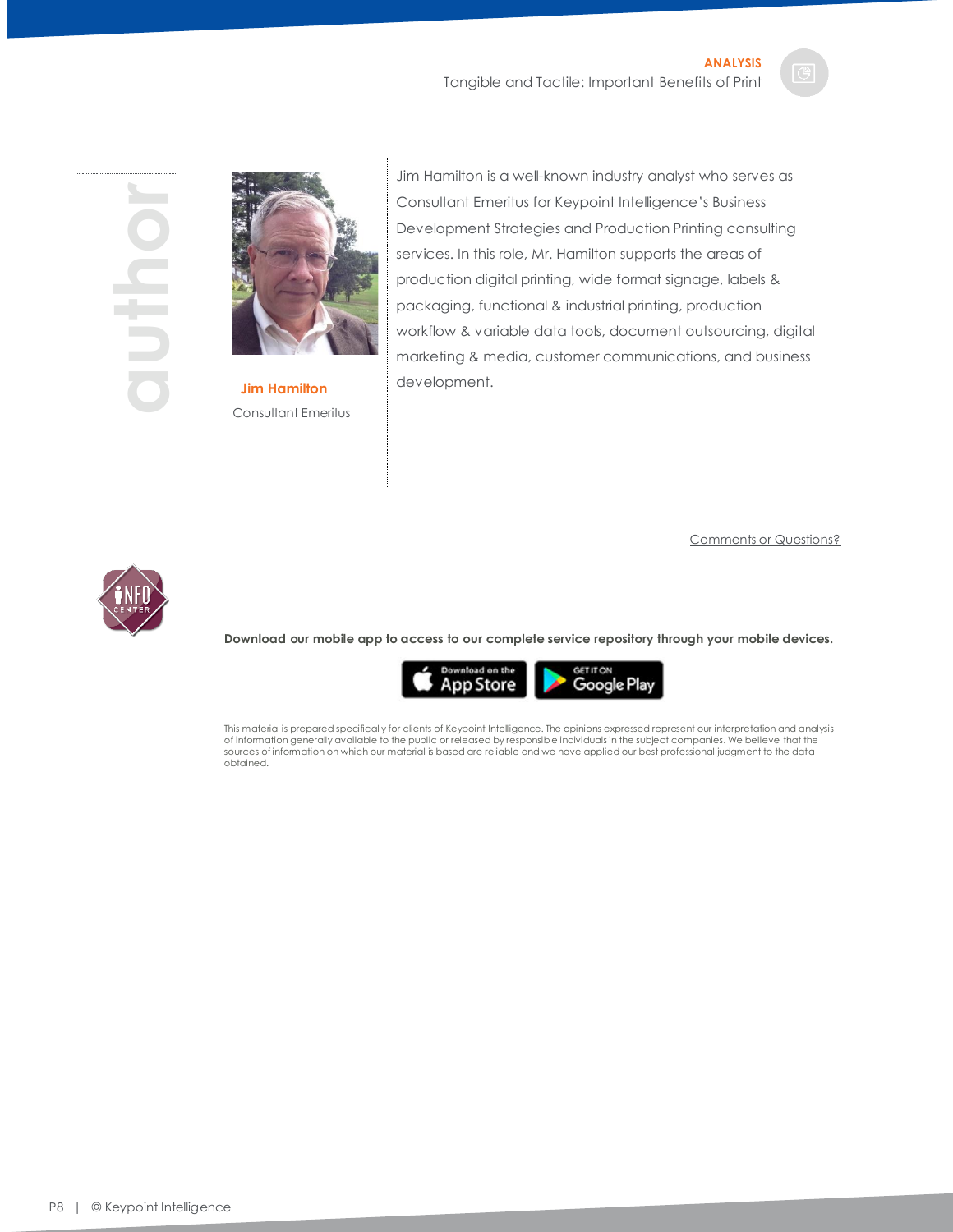# author

**Jim Hamilton**

Consultant Emeritus

Jim Hamilton is a well-known industry analyst who serves as Consultant Emeritus for Keypoint Intelligence's Business Development Strategies and Production Printing consulting services. In this role, Mr. Hamilton supports the areas of production digital printing, wide format signage, labels & packaging, functional & industrial printing, production workflow & variable data tools, document outsourcing, digital marketing & media, customer communications, and business development.

Comments or Questions?

**Download our mobile app to access to our complete service repository through your mobile devices.**

Download on the App Store | GET IT ON Google Play

This material is prepared specifically for clients of Keypoint Intelligence. The opinions expressed represent our interpretation and analysis of information generally available to the public or released by responsible individuals in the subject companies. We believe that the sources of information on which our material is based are reliable and we have applied our best professional judgment to the data obtained.